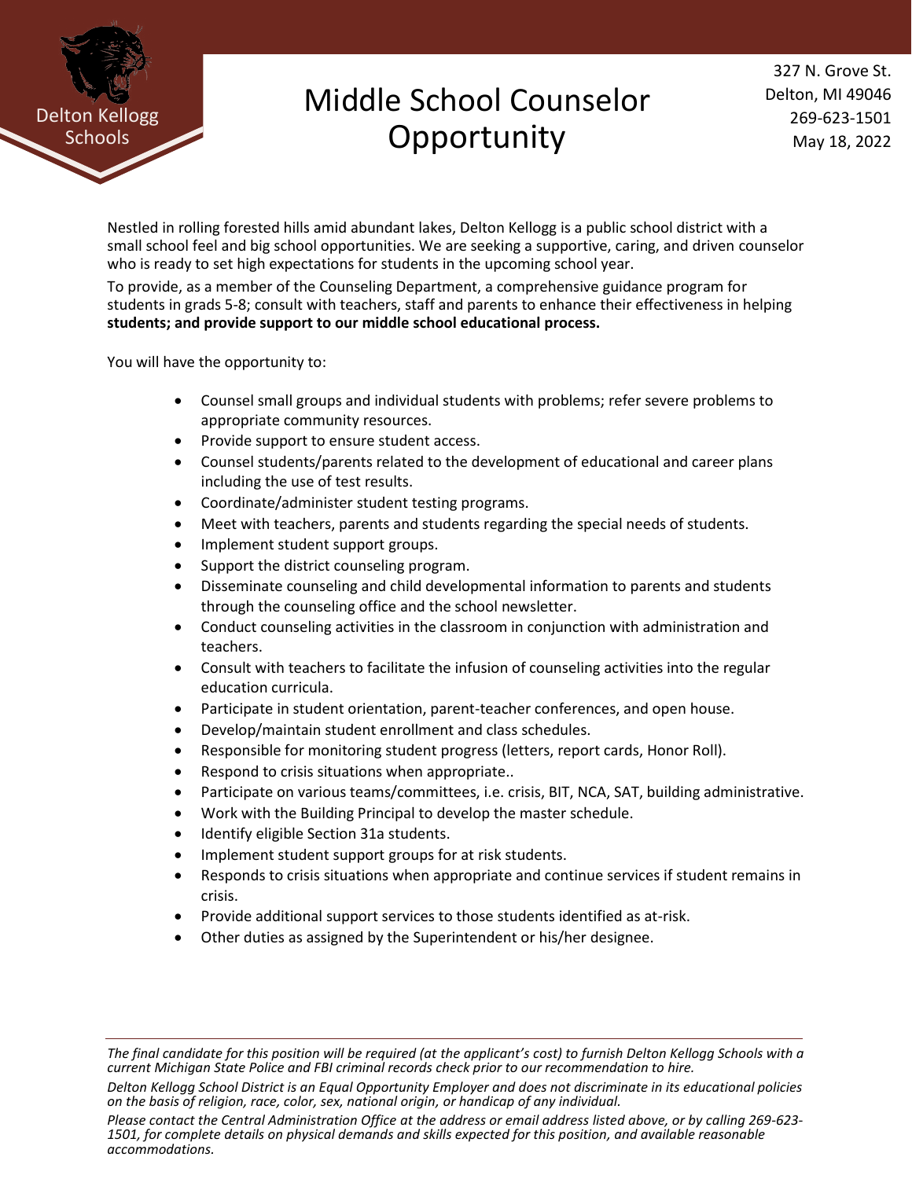Delton Kellogg Schools

# Middle School Counselor Opportunity

327 N. Grove St.
Delton, MI 49046
269-623-1501
May 18, 2022

Nestled in rolling forested hills amid abundant lakes, Delton Kellogg is a public school district with a small school feel and big school opportunities. We are seeking a supportive, caring, and driven counselor who is ready to set high expectations for students in the upcoming school year.

To provide, as a member of the Counseling Department, a comprehensive guidance program for students in grades 5-8; consult with teachers, staff and parents to enhance their effectiveness in helping **students; and provide support to our middle school educational process.**

You will have the opportunity to:

- Counsel small groups and individual students with problems; refer severe problems to appropriate community resources.
- Provide support to ensure student access.
- Counsel students/parents related to the development of educational and career plans including the use of test results.
- Coordinate/administer student testing programs.
- Meet with teachers, parents and students regarding the special needs of students.
- Implement student support groups.
- Support the district counseling program.
- Disseminate counseling and child developmental information to parents and students through the counseling office and the school newsletter.
- Conduct counseling activities in the classroom in conjunction with administration and teachers.
- Consult with teachers to facilitate the infusion of counseling activities into the regular education curricula.
- Participate in student orientation, parent-teacher conferences, and open house.
- Develop/maintain student enrollment and class schedules.
- Responsible for monitoring student progress (letters, report cards, Honor Roll).
- Respond to crisis situations when appropriate..
- Participate on various teams/committees, i.e. crisis, BIT, NCA, SAT, building administrative.
- Work with the Building Principal to develop the master schedule.
- Identify eligible Section 31a students.
- Implement student support groups for at risk students.
- Responds to crisis situations when appropriate and continue services if student remains in crisis.
- Provide additional support services to those students identified as at-risk.
- Other duties as assigned by the Superintendent or his/her designee.

---

*The final candidate for this position will be required (at the applicant's cost) to furnish Delton Kellogg Schools with a current Michigan State Police and FBI criminal records check prior to our recommendation to hire.*

*Delton Kellogg School District is an Equal Opportunity Employer and does not discriminate in its educational policies on the basis of religion, race, color, sex, national origin, or handicap of any individual.*

*Please contact the Central Administration Office at the address or email address listed above, or by calling 269-623-1501, for complete details on physical demands and skills expected for this position, and available reasonable accommodations.*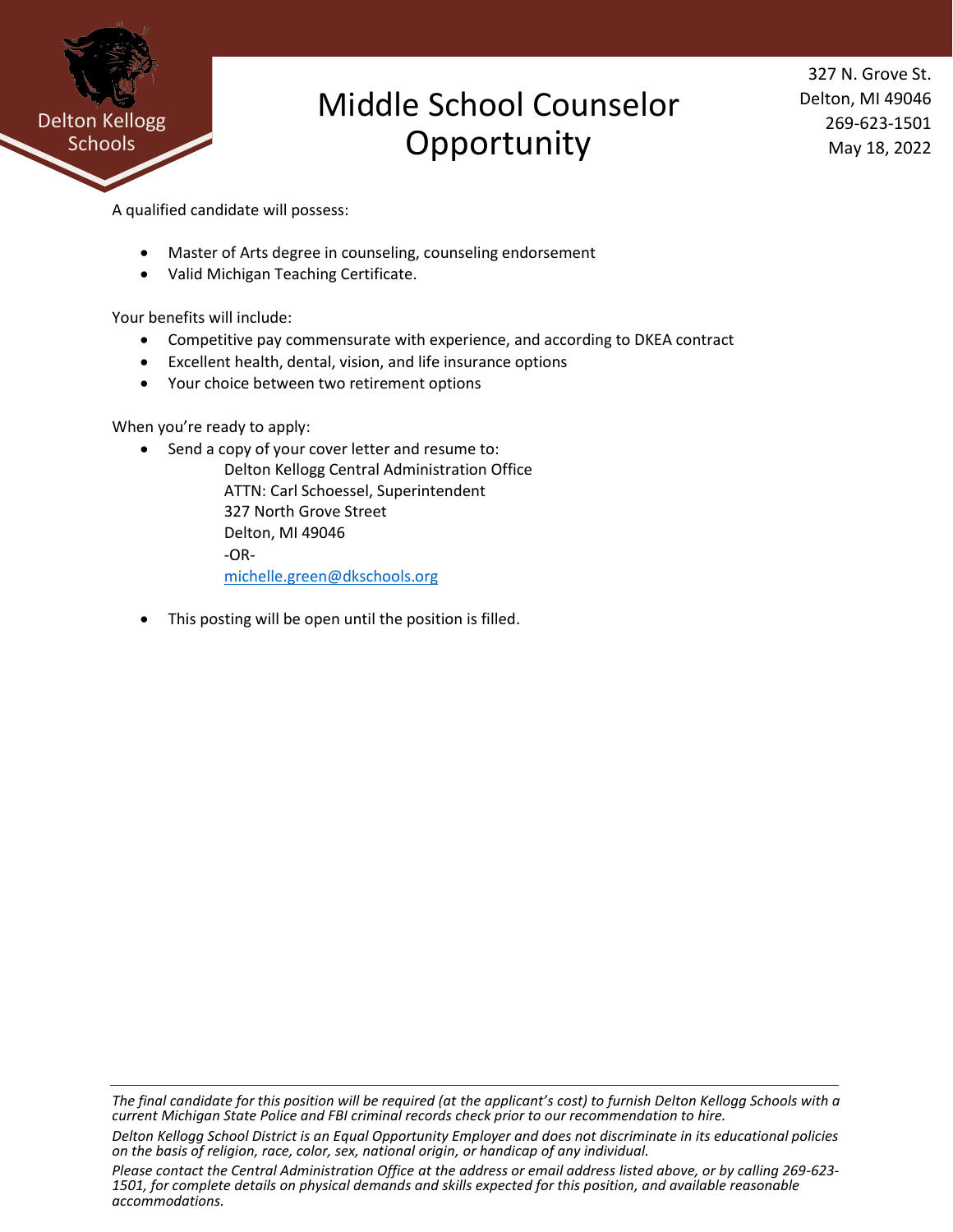Delton Kellogg Schools

# Middle School Counselor Opportunity

327 N. Grove St.
Delton, MI 49046
269-623-1501
May 18, 2022

A qualified candidate will possess:

- Master of Arts degree in counseling, counseling endorsement
- Valid Michigan Teaching Certificate.

Your benefits will include:

- Competitive pay commensurate with experience, and according to DKEA contract
- Excellent health, dental, vision, and life insurance options
- Your choice between two retirement options

When you're ready to apply:

- Send a copy of your cover letter and resume to:
  Delton Kellogg Central Administration Office
  ATTN: Carl Schoessel, Superintendent
  327 North Grove Street
  Delton, MI 49046
  -OR-
  michelle.green@dkschools.org

- This posting will be open until the position is filled.

---

*The final candidate for this position will be required (at the applicant's cost) to furnish Delton Kellogg Schools with a current Michigan State Police and FBI criminal records check prior to our recommendation to hire.*

*Delton Kellogg School District is an Equal Opportunity Employer and does not discriminate in its educational policies on the basis of religion, race, color, sex, national origin, or handicap of any individual.*

*Please contact the Central Administration Office at the address or email address listed above, or by calling 269-623-1501, for complete details on physical demands and skills expected for this position, and available reasonable accommodations.*